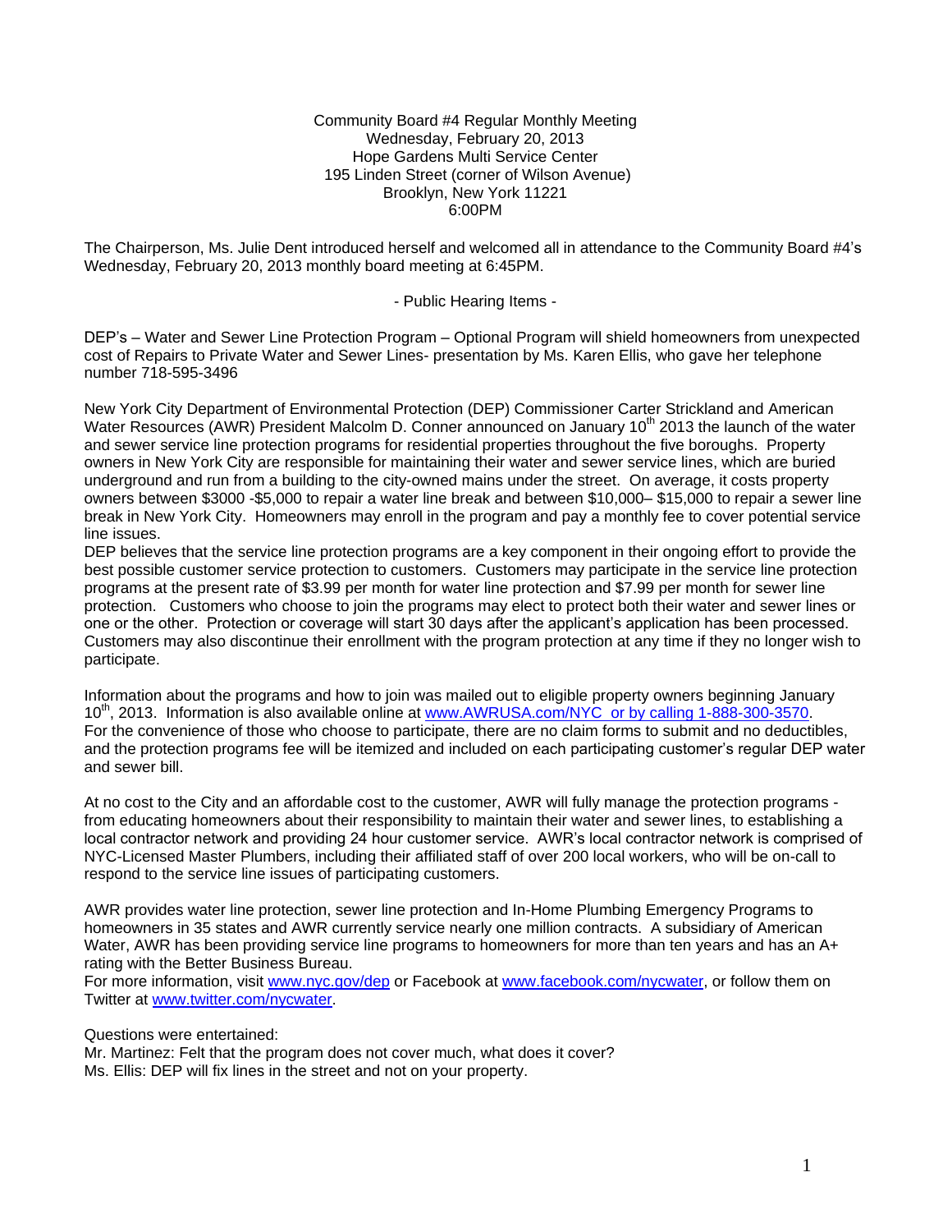Community Board #4 Regular Monthly Meeting
Wednesday, February 20, 2013
Hope Gardens Multi Service Center
195 Linden Street (corner of Wilson Avenue)
Brooklyn, New York 11221
6:00PM

The Chairperson, Ms. Julie Dent introduced herself and welcomed all in attendance to the Community Board #4's Wednesday, February 20, 2013 monthly board meeting at 6:45PM.

- Public Hearing Items -

DEP's – Water and Sewer Line Protection Program – Optional Program will shield homeowners from unexpected cost of Repairs to Private Water and Sewer Lines- presentation by Ms. Karen Ellis, who gave her telephone number 718-595-3496

New York City Department of Environmental Protection (DEP) Commissioner Carter Strickland and American Water Resources (AWR) President Malcolm D. Conner announced on January 10th 2013 the launch of the water and sewer service line protection programs for residential properties throughout the five boroughs. Property owners in New York City are responsible for maintaining their water and sewer service lines, which are buried underground and run from a building to the city-owned mains under the street. On average, it costs property owners between $3000 -$5,000 to repair a water line break and between $10,000– $15,000 to repair a sewer line break in New York City. Homeowners may enroll in the program and pay a monthly fee to cover potential service line issues.
DEP believes that the service line protection programs are a key component in their ongoing effort to provide the best possible customer service protection to customers. Customers may participate in the service line protection programs at the present rate of $3.99 per month for water line protection and $7.99 per month for sewer line protection. Customers who choose to join the programs may elect to protect both their water and sewer lines or one or the other. Protection or coverage will start 30 days after the applicant's application has been processed. Customers may also discontinue their enrollment with the program protection at any time if they no longer wish to participate.

Information about the programs and how to join was mailed out to eligible property owners beginning January 10th, 2013. Information is also available online at www.AWRUSA.com/NYC or by calling 1-888-300-3570. For the convenience of those who choose to participate, there are no claim forms to submit and no deductibles, and the protection programs fee will be itemized and included on each participating customer's regular DEP water and sewer bill.

At no cost to the City and an affordable cost to the customer, AWR will fully manage the protection programs - from educating homeowners about their responsibility to maintain their water and sewer lines, to establishing a local contractor network and providing 24 hour customer service. AWR's local contractor network is comprised of NYC-Licensed Master Plumbers, including their affiliated staff of over 200 local workers, who will be on-call to respond to the service line issues of participating customers.

AWR provides water line protection, sewer line protection and In-Home Plumbing Emergency Programs to homeowners in 35 states and AWR currently service nearly one million contracts. A subsidiary of American Water, AWR has been providing service line programs to homeowners for more than ten years and has an A+ rating with the Better Business Bureau.
For more information, visit www.nyc.gov/dep or Facebook at www.facebook.com/nycwater, or follow them on Twitter at www.twitter.com/nycwater.

Questions were entertained:
Mr. Martinez: Felt that the program does not cover much, what does it cover?
Ms. Ellis: DEP will fix lines in the street and not on your property.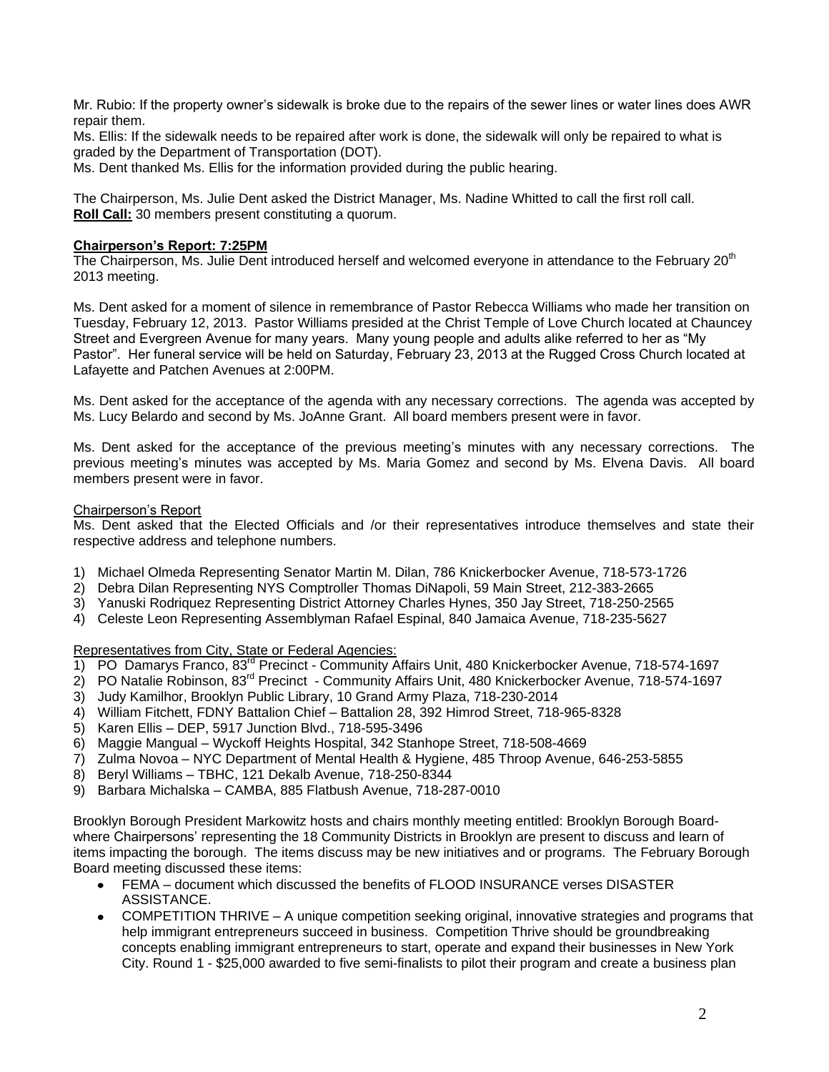Mr. Rubio: If the property owner's sidewalk is broke due to the repairs of the sewer lines or water lines does AWR repair them.
Ms. Ellis: If the sidewalk needs to be repaired after work is done, the sidewalk will only be repaired to what is graded by the Department of Transportation (DOT).
Ms. Dent thanked Ms. Ellis for the information provided during the public hearing.

The Chairperson, Ms. Julie Dent asked the District Manager, Ms. Nadine Whitted to call the first roll call.
**Roll Call:** 30 members present constituting a quorum.

**Chairperson's Report: 7:25PM**
The Chairperson, Ms. Julie Dent introduced herself and welcomed everyone in attendance to the February 20th 2013 meeting.

Ms. Dent asked for a moment of silence in remembrance of Pastor Rebecca Williams who made her transition on Tuesday, February 12, 2013. Pastor Williams presided at the Christ Temple of Love Church located at Chauncey Street and Evergreen Avenue for many years. Many young people and adults alike referred to her as "My Pastor". Her funeral service will be held on Saturday, February 23, 2013 at the Rugged Cross Church located at Lafayette and Patchen Avenues at 2:00PM.

Ms. Dent asked for the acceptance of the agenda with any necessary corrections. The agenda was accepted by Ms. Lucy Belardo and second by Ms. JoAnne Grant. All board members present were in favor.

Ms. Dent asked for the acceptance of the previous meeting's minutes with any necessary corrections. The previous meeting's minutes was accepted by Ms. Maria Gomez and second by Ms. Elvena Davis. All board members present were in favor.

Chairperson's Report
Ms. Dent asked that the Elected Officials and /or their representatives introduce themselves and state their respective address and telephone numbers.

1) Michael Olmeda Representing Senator Martin M. Dilan, 786 Knickerbocker Avenue, 718-573-1726
2) Debra Dilan Representing NYS Comptroller Thomas DiNapoli, 59 Main Street, 212-383-2665
3) Yanuski Rodriquez Representing District Attorney Charles Hynes, 350 Jay Street, 718-250-2565
4) Celeste Leon Representing Assemblyman Rafael Espinal, 840 Jamaica Avenue, 718-235-5627

Representatives from City, State or Federal Agencies:
1) PO Damarys Franco, 83rd Precinct - Community Affairs Unit, 480 Knickerbocker Avenue, 718-574-1697
2) PO Natalie Robinson, 83rd Precinct - Community Affairs Unit, 480 Knickerbocker Avenue, 718-574-1697
3) Judy Kamilhor, Brooklyn Public Library, 10 Grand Army Plaza, 718-230-2014
4) William Fitchett, FDNY Battalion Chief – Battalion 28, 392 Himrod Street, 718-965-8328
5) Karen Ellis – DEP, 5917 Junction Blvd., 718-595-3496
6) Maggie Mangual – Wyckoff Heights Hospital, 342 Stanhope Street, 718-508-4669
7) Zulma Novoa – NYC Department of Mental Health & Hygiene, 485 Throop Avenue, 646-253-5855
8) Beryl Williams – TBHC, 121 Dekalb Avenue, 718-250-8344
9) Barbara Michalska – CAMBA, 885 Flatbush Avenue, 718-287-0010

Brooklyn Borough President Markowitz hosts and chairs monthly meeting entitled: Brooklyn Borough Board- where Chairpersons' representing the 18 Community Districts in Brooklyn are present to discuss and learn of items impacting the borough. The items discuss may be new initiatives and or programs. The February Borough Board meeting discussed these items:

- FEMA – document which discussed the benefits of FLOOD INSURANCE verses DISASTER ASSISTANCE.
- COMPETITION THRIVE – A unique competition seeking original, innovative strategies and programs that help immigrant entrepreneurs succeed in business. Competition Thrive should be groundbreaking concepts enabling immigrant entrepreneurs to start, operate and expand their businesses in New York City. Round 1 - $25,000 awarded to five semi-finalists to pilot their program and create a business plan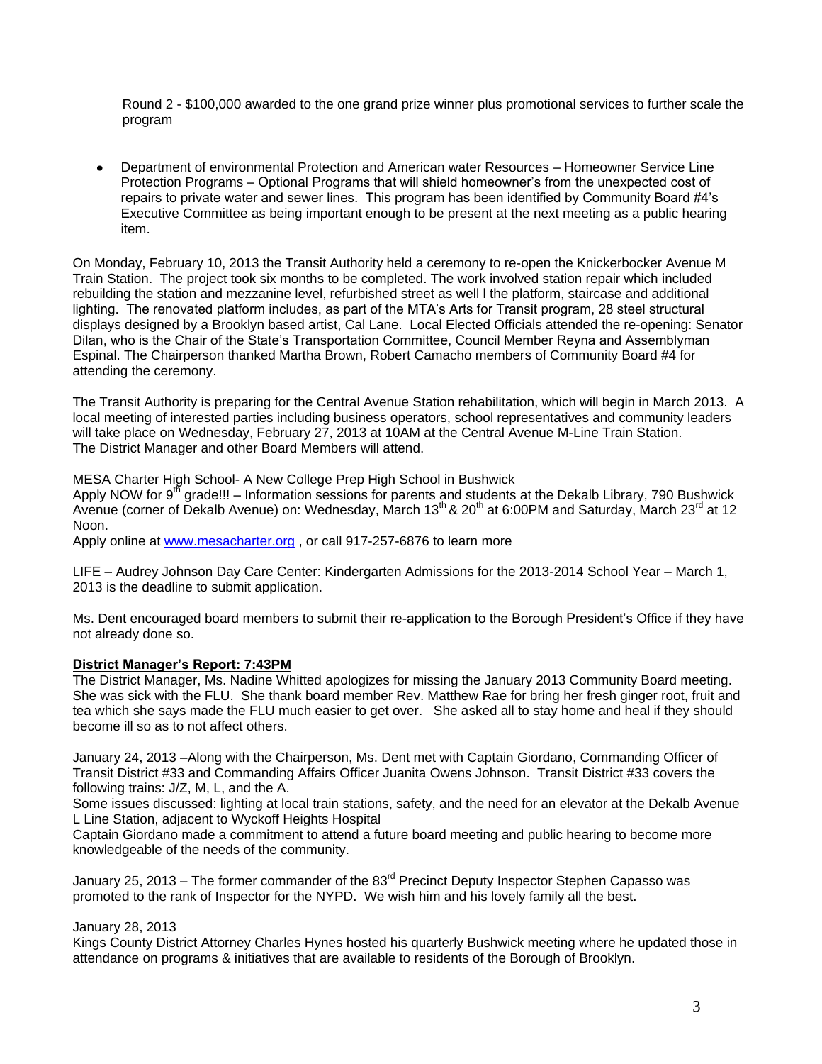Round 2 - $100,000 awarded to the one grand prize winner plus promotional services to further scale the program

- Department of environmental Protection and American water Resources – Homeowner Service Line Protection Programs – Optional Programs that will shield homeowner's from the unexpected cost of repairs to private water and sewer lines. This program has been identified by Community Board #4's Executive Committee as being important enough to be present at the next meeting as a public hearing item.

On Monday, February 10, 2013 the Transit Authority held a ceremony to re-open the Knickerbocker Avenue M Train Station. The project took six months to be completed. The work involved station repair which included rebuilding the station and mezzanine level, refurbished street as well l the platform, staircase and additional lighting. The renovated platform includes, as part of the MTA's Arts for Transit program, 28 steel structural displays designed by a Brooklyn based artist, Cal Lane. Local Elected Officials attended the re-opening: Senator Dilan, who is the Chair of the State's Transportation Committee, Council Member Reyna and Assemblyman Espinal. The Chairperson thanked Martha Brown, Robert Camacho members of Community Board #4 for attending the ceremony.

The Transit Authority is preparing for the Central Avenue Station rehabilitation, which will begin in March 2013. A local meeting of interested parties including business operators, school representatives and community leaders will take place on Wednesday, February 27, 2013 at 10AM at the Central Avenue M-Line Train Station. The District Manager and other Board Members will attend.

MESA Charter High School- A New College Prep High School in Bushwick
Apply NOW for 9th grade!!! – Information sessions for parents and students at the Dekalb Library, 790 Bushwick Avenue (corner of Dekalb Avenue) on: Wednesday, March 13th & 20th at 6:00PM and Saturday, March 23rd at 12 Noon.
Apply online at www.mesacharter.org , or call 917-257-6876 to learn more

LIFE – Audrey Johnson Day Care Center: Kindergarten Admissions for the 2013-2014 School Year – March 1, 2013 is the deadline to submit application.

Ms. Dent encouraged board members to submit their re-application to the Borough President's Office if they have not already done so.

**District Manager's Report: 7:43PM**

The District Manager, Ms. Nadine Whitted apologizes for missing the January 2013 Community Board meeting. She was sick with the FLU. She thank board member Rev. Matthew Rae for bring her fresh ginger root, fruit and tea which she says made the FLU much easier to get over. She asked all to stay home and heal if they should become ill so as to not affect others.

January 24, 2013 –Along with the Chairperson, Ms. Dent met with Captain Giordano, Commanding Officer of Transit District #33 and Commanding Affairs Officer Juanita Owens Johnson. Transit District #33 covers the following trains: J/Z, M, L, and the A.
Some issues discussed: lighting at local train stations, safety, and the need for an elevator at the Dekalb Avenue L Line Station, adjacent to Wyckoff Heights Hospital
Captain Giordano made a commitment to attend a future board meeting and public hearing to become more knowledgeable of the needs of the community.

January 25, 2013 – The former commander of the 83rd Precinct Deputy Inspector Stephen Capasso was promoted to the rank of Inspector for the NYPD. We wish him and his lovely family all the best.

January 28, 2013
Kings County District Attorney Charles Hynes hosted his quarterly Bushwick meeting where he updated those in attendance on programs & initiatives that are available to residents of the Borough of Brooklyn.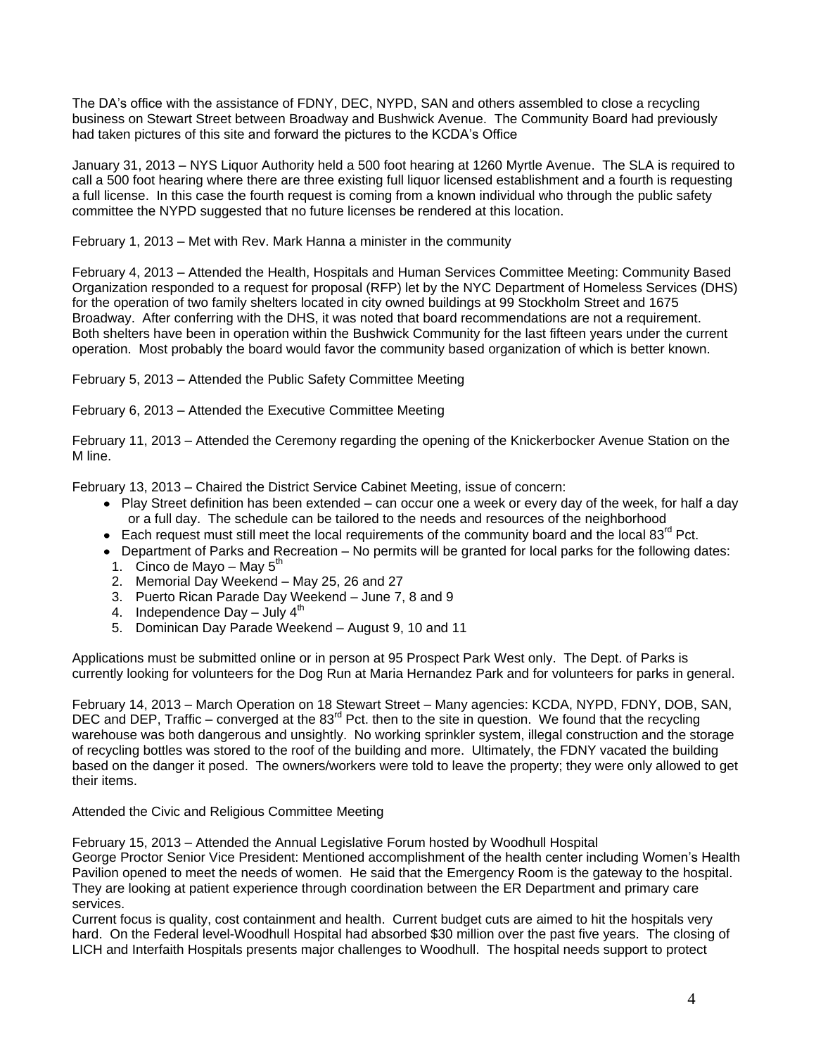The DA's office with the assistance of FDNY, DEC, NYPD, SAN and others assembled to close a recycling business on Stewart Street between Broadway and Bushwick Avenue. The Community Board had previously had taken pictures of this site and forward the pictures to the KCDA's Office

January 31, 2013 – NYS Liquor Authority held a 500 foot hearing at 1260 Myrtle Avenue. The SLA is required to call a 500 foot hearing where there are three existing full liquor licensed establishment and a fourth is requesting a full license. In this case the fourth request is coming from a known individual who through the public safety committee the NYPD suggested that no future licenses be rendered at this location.

February 1, 2013 – Met with Rev. Mark Hanna a minister in the community

February 4, 2013 – Attended the Health, Hospitals and Human Services Committee Meeting: Community Based Organization responded to a request for proposal (RFP) let by the NYC Department of Homeless Services (DHS) for the operation of two family shelters located in city owned buildings at 99 Stockholm Street and 1675 Broadway. After conferring with the DHS, it was noted that board recommendations are not a requirement. Both shelters have been in operation within the Bushwick Community for the last fifteen years under the current operation. Most probably the board would favor the community based organization of which is better known.

February 5, 2013 – Attended the Public Safety Committee Meeting

February 6, 2013 – Attended the Executive Committee Meeting

February 11, 2013 – Attended the Ceremony regarding the opening of the Knickerbocker Avenue Station on the M line.

February 13, 2013 – Chaired the District Service Cabinet Meeting, issue of concern:

- Play Street definition has been extended – can occur one a week or every day of the week, for half a day or a full day. The schedule can be tailored to the needs and resources of the neighborhood
- Each request must still meet the local requirements of the community board and the local 83rd Pct.
- Department of Parks and Recreation – No permits will be granted for local parks for the following dates:
  1. Cinco de Mayo – May 5th
  2. Memorial Day Weekend – May 25, 26 and 27
  3. Puerto Rican Parade Day Weekend – June 7, 8 and 9
  4. Independence Day – July 4th
  5. Dominican Day Parade Weekend – August 9, 10 and 11

Applications must be submitted online or in person at 95 Prospect Park West only. The Dept. of Parks is currently looking for volunteers for the Dog Run at Maria Hernandez Park and for volunteers for parks in general.

February 14, 2013 – March Operation on 18 Stewart Street – Many agencies: KCDA, NYPD, FDNY, DOB, SAN, DEC and DEP, Traffic – converged at the 83rd Pct. then to the site in question. We found that the recycling warehouse was both dangerous and unsightly. No working sprinkler system, illegal construction and the storage of recycling bottles was stored to the roof of the building and more. Ultimately, the FDNY vacated the building based on the danger it posed. The owners/workers were told to leave the property; they were only allowed to get their items.

Attended the Civic and Religious Committee Meeting

February 15, 2013 – Attended the Annual Legislative Forum hosted by Woodhull Hospital
George Proctor Senior Vice President: Mentioned accomplishment of the health center including Women's Health Pavilion opened to meet the needs of women. He said that the Emergency Room is the gateway to the hospital. They are looking at patient experience through coordination between the ER Department and primary care services.
Current focus is quality, cost containment and health. Current budget cuts are aimed to hit the hospitals very hard. On the Federal level-Woodhull Hospital had absorbed $30 million over the past five years. The closing of LICH and Interfaith Hospitals presents major challenges to Woodhull. The hospital needs support to protect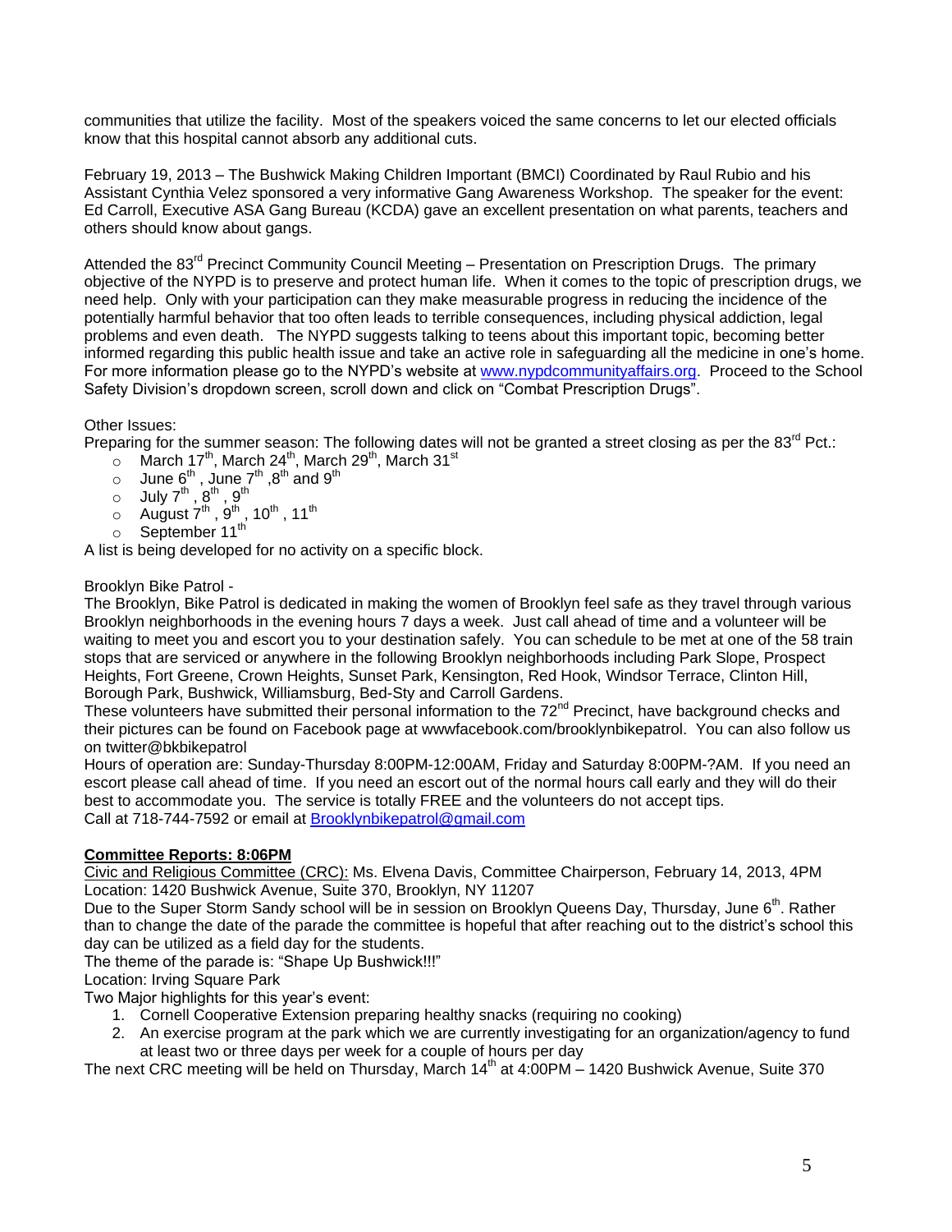communities that utilize the facility. Most of the speakers voiced the same concerns to let our elected officials know that this hospital cannot absorb any additional cuts.

February 19, 2013 – The Bushwick Making Children Important (BMCI) Coordinated by Raul Rubio and his Assistant Cynthia Velez sponsored a very informative Gang Awareness Workshop. The speaker for the event: Ed Carroll, Executive ASA Gang Bureau (KCDA) gave an excellent presentation on what parents, teachers and others should know about gangs.

Attended the 83rd Precinct Community Council Meeting – Presentation on Prescription Drugs. The primary objective of the NYPD is to preserve and protect human life. When it comes to the topic of prescription drugs, we need help. Only with your participation can they make measurable progress in reducing the incidence of the potentially harmful behavior that too often leads to terrible consequences, including physical addiction, legal problems and even death. The NYPD suggests talking to teens about this important topic, becoming better informed regarding this public health issue and take an active role in safeguarding all the medicine in one's home. For more information please go to the NYPD's website at www.nypdcommunityaffairs.org. Proceed to the School Safety Division's dropdown screen, scroll down and click on "Combat Prescription Drugs".

Other Issues:
Preparing for the summer season: The following dates will not be granted a street closing as per the 83rd Pct.:

- March 17th, March 24th, March 29th, March 31st
- June 6th , June 7th ,8th and 9th
- July 7th , 8th , 9th
- August 7th , 9th , 10th , 11th
- September 11th

A list is being developed for no activity on a specific block.

Brooklyn Bike Patrol -
The Brooklyn, Bike Patrol is dedicated in making the women of Brooklyn feel safe as they travel through various Brooklyn neighborhoods in the evening hours 7 days a week. Just call ahead of time and a volunteer will be waiting to meet you and escort you to your destination safely. You can schedule to be met at one of the 58 train stops that are serviced or anywhere in the following Brooklyn neighborhoods including Park Slope, Prospect Heights, Fort Greene, Crown Heights, Sunset Park, Kensington, Red Hook, Windsor Terrace, Clinton Hill, Borough Park, Bushwick, Williamsburg, Bed-Sty and Carroll Gardens.
These volunteers have submitted their personal information to the 72nd Precinct, have background checks and their pictures can be found on Facebook page at wwwfacebook.com/brooklynbikepatrol. You can also follow us on twitter@bkbikepatrol
Hours of operation are: Sunday-Thursday 8:00PM-12:00AM, Friday and Saturday 8:00PM-?AM. If you need an escort please call ahead of time. If you need an escort out of the normal hours call early and they will do their best to accommodate you. The service is totally FREE and the volunteers do not accept tips.
Call at 718-744-7592 or email at Brooklynbikepatrol@gmail.com

**Committee Reports: 8:06PM**

Civic and Religious Committee (CRC): Ms. Elvena Davis, Committee Chairperson, February 14, 2013, 4PM
Location: 1420 Bushwick Avenue, Suite 370, Brooklyn, NY 11207
Due to the Super Storm Sandy school will be in session on Brooklyn Queens Day, Thursday, June 6th. Rather than to change the date of the parade the committee is hopeful that after reaching out to the district's school this day can be utilized as a field day for the students.
The theme of the parade is: "Shape Up Bushwick!!!"
Location: Irving Square Park
Two Major highlights for this year's event:

1. Cornell Cooperative Extension preparing healthy snacks (requiring no cooking)
2. An exercise program at the park which we are currently investigating for an organization/agency to fund at least two or three days per week for a couple of hours per day

The next CRC meeting will be held on Thursday, March 14th at 4:00PM – 1420 Bushwick Avenue, Suite 370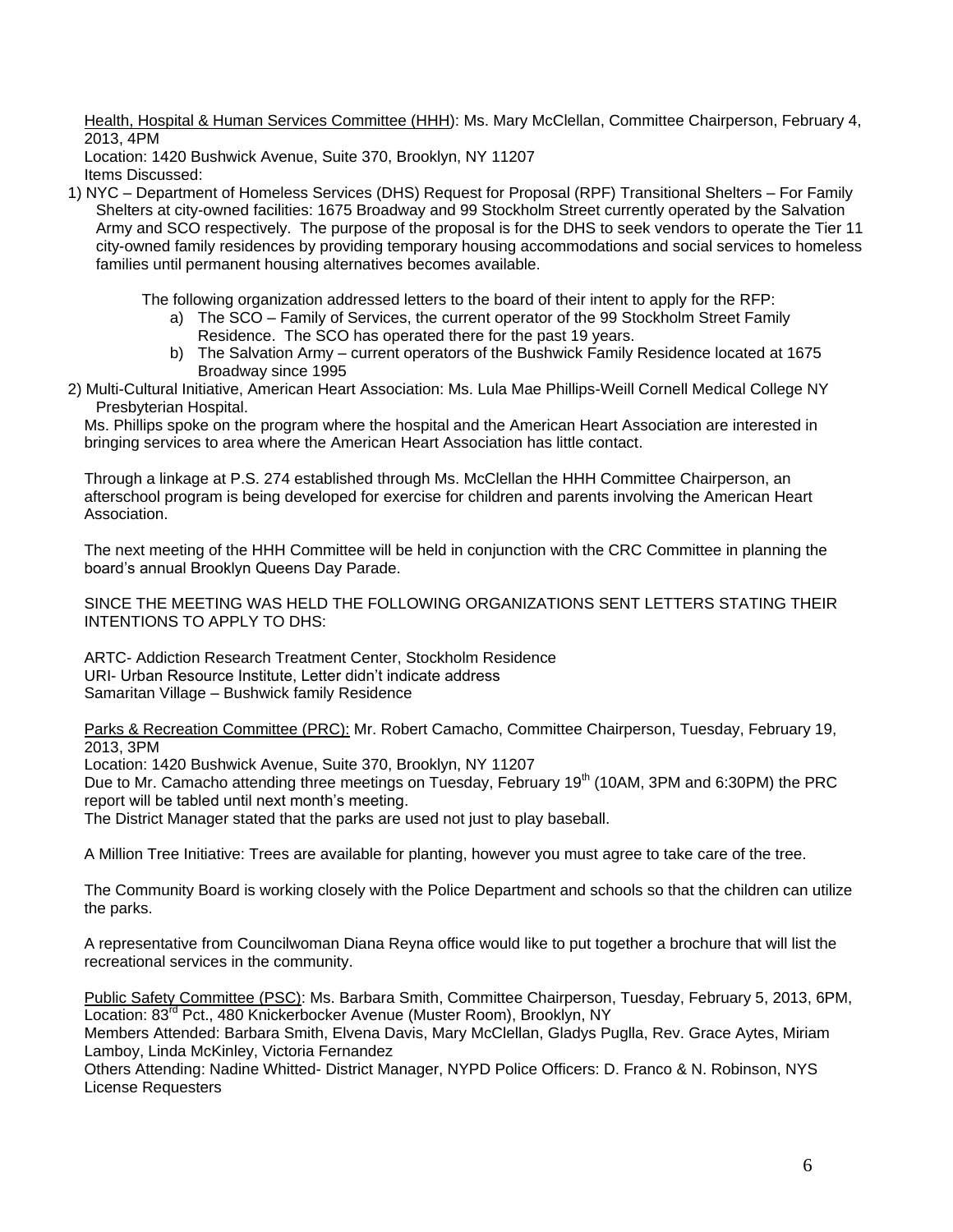Health, Hospital & Human Services Committee (HHH): Ms. Mary McClellan, Committee Chairperson, February 4, 2013, 4PM

Location: 1420 Bushwick Avenue, Suite 370, Brooklyn, NY 11207

Items Discussed:

1) NYC – Department of Homeless Services (DHS) Request for Proposal (RPF) Transitional Shelters – For Family Shelters at city-owned facilities: 1675 Broadway and 99 Stockholm Street currently operated by the Salvation Army and SCO respectively. The purpose of the proposal is for the DHS to seek vendors to operate the Tier 11 city-owned family residences by providing temporary housing accommodations and social services to homeless families until permanent housing alternatives becomes available.

   The following organization addressed letters to the board of their intent to apply for the RFP:

   a) The SCO – Family of Services, the current operator of the 99 Stockholm Street Family Residence. The SCO has operated there for the past 19 years.
   b) The Salvation Army – current operators of the Bushwick Family Residence located at 1675 Broadway since 1995

2) Multi-Cultural Initiative, American Heart Association: Ms. Lula Mae Phillips-Weill Cornell Medical College NY Presbyterian Hospital.

Ms. Phillips spoke on the program where the hospital and the American Heart Association are interested in bringing services to area where the American Heart Association has little contact.

Through a linkage at P.S. 274 established through Ms. McClellan the HHH Committee Chairperson, an afterschool program is being developed for exercise for children and parents involving the American Heart Association.

The next meeting of the HHH Committee will be held in conjunction with the CRC Committee in planning the board's annual Brooklyn Queens Day Parade.

SINCE THE MEETING WAS HELD THE FOLLOWING ORGANIZATIONS SENT LETTERS STATING THEIR INTENTIONS TO APPLY TO DHS:

ARTC- Addiction Research Treatment Center, Stockholm Residence
URI- Urban Resource Institute, Letter didn't indicate address
Samaritan Village – Bushwick family Residence

Parks & Recreation Committee (PRC): Mr. Robert Camacho, Committee Chairperson, Tuesday, February 19, 2013, 3PM

Location: 1420 Bushwick Avenue, Suite 370, Brooklyn, NY 11207

Due to Mr. Camacho attending three meetings on Tuesday, February 19th (10AM, 3PM and 6:30PM) the PRC report will be tabled until next month's meeting.

The District Manager stated that the parks are used not just to play baseball.

A Million Tree Initiative: Trees are available for planting, however you must agree to take care of the tree.

The Community Board is working closely with the Police Department and schools so that the children can utilize the parks.

A representative from Councilwoman Diana Reyna office would like to put together a brochure that will list the recreational services in the community.

Public Safety Committee (PSC): Ms. Barbara Smith, Committee Chairperson, Tuesday, February 5, 2013, 6PM, Location: 83rd Pct., 480 Knickerbocker Avenue (Muster Room), Brooklyn, NY

Members Attended: Barbara Smith, Elvena Davis, Mary McClellan, Gladys Puglla, Rev. Grace Aytes, Miriam Lamboy, Linda McKinley, Victoria Fernandez

Others Attending: Nadine Whitted- District Manager, NYPD Police Officers: D. Franco & N. Robinson, NYS License Requesters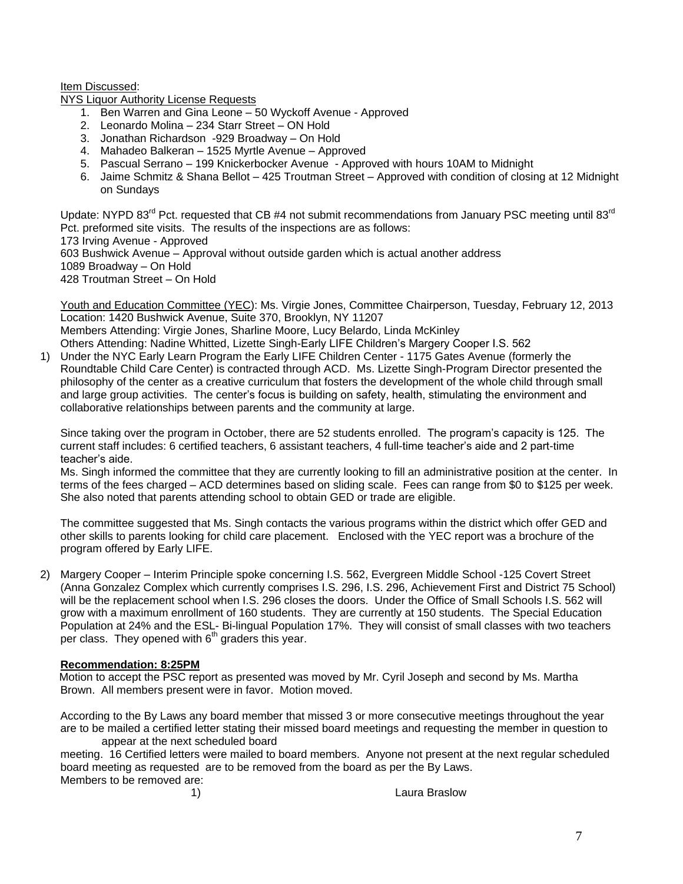Item Discussed:

NYS Liquor Authority License Requests

1. Ben Warren and Gina Leone – 50 Wyckoff Avenue - Approved
2. Leonardo Molina – 234 Starr Street – ON Hold
3. Jonathan Richardson -929 Broadway – On Hold
4. Mahadeo Balkeran – 1525 Myrtle Avenue – Approved
5. Pascual Serrano – 199 Knickerbocker Avenue - Approved with hours 10AM to Midnight
6. Jaime Schmitz & Shana Bellot – 425 Troutman Street – Approved with condition of closing at 12 Midnight on Sundays

Update: NYPD 83rd Pct. requested that CB #4 not submit recommendations from January PSC meeting until 83rd Pct. preformed site visits. The results of the inspections are as follows:
173 Irving Avenue - Approved
603 Bushwick Avenue – Approval without outside garden which is actual another address
1089 Broadway – On Hold
428 Troutman Street – On Hold

Youth and Education Committee (YEC): Ms. Virgie Jones, Committee Chairperson, Tuesday, February 12, 2013
Location: 1420 Bushwick Avenue, Suite 370, Brooklyn, NY 11207
Members Attending: Virgie Jones, Sharline Moore, Lucy Belardo, Linda McKinley
Others Attending: Nadine Whitted, Lizette Singh-Early LIFE Children's Margery Cooper I.S. 562

1) Under the NYC Early Learn Program the Early LIFE Children Center - 1175 Gates Avenue (formerly the Roundtable Child Care Center) is contracted through ACD. Ms. Lizette Singh-Program Director presented the philosophy of the center as a creative curriculum that fosters the development of the whole child through small and large group activities. The center's focus is building on safety, health, stimulating the environment and collaborative relationships between parents and the community at large.

   Since taking over the program in October, there are 52 students enrolled. The program's capacity is 125. The current staff includes: 6 certified teachers, 6 assistant teachers, 4 full-time teacher's aide and 2 part-time teacher's aide.
   Ms. Singh informed the committee that they are currently looking to fill an administrative position at the center. In terms of the fees charged – ACD determines based on sliding scale. Fees can range from $0 to $125 per week. She also noted that parents attending school to obtain GED or trade are eligible.

   The committee suggested that Ms. Singh contacts the various programs within the district which offer GED and other skills to parents looking for child care placement. Enclosed with the YEC report was a brochure of the program offered by Early LIFE.

2) Margery Cooper – Interim Principle spoke concerning I.S. 562, Evergreen Middle School -125 Covert Street (Anna Gonzalez Complex which currently comprises I.S. 296, I.S. 296, Achievement First and District 75 School) will be the replacement school when I.S. 296 closes the doors. Under the Office of Small Schools I.S. 562 will grow with a maximum enrollment of 160 students. They are currently at 150 students. The Special Education Population at 24% and the ESL- Bi-lingual Population 17%. They will consist of small classes with two teachers per class. They opened with 6th graders this year.

**Recommendation: 8:25PM**

Motion to accept the PSC report as presented was moved by Mr. Cyril Joseph and second by Ms. Martha Brown. All members present were in favor. Motion moved.

According to the By Laws any board member that missed 3 or more consecutive meetings throughout the year are to be mailed a certified letter stating their missed board meetings and requesting the member in question to appear at the next scheduled board meeting. 16 Certified letters were mailed to board members. Anyone not present at the next regular scheduled board meeting as requested are to be removed from the board as per the By Laws.
Members to be removed are:

1) Laura Braslow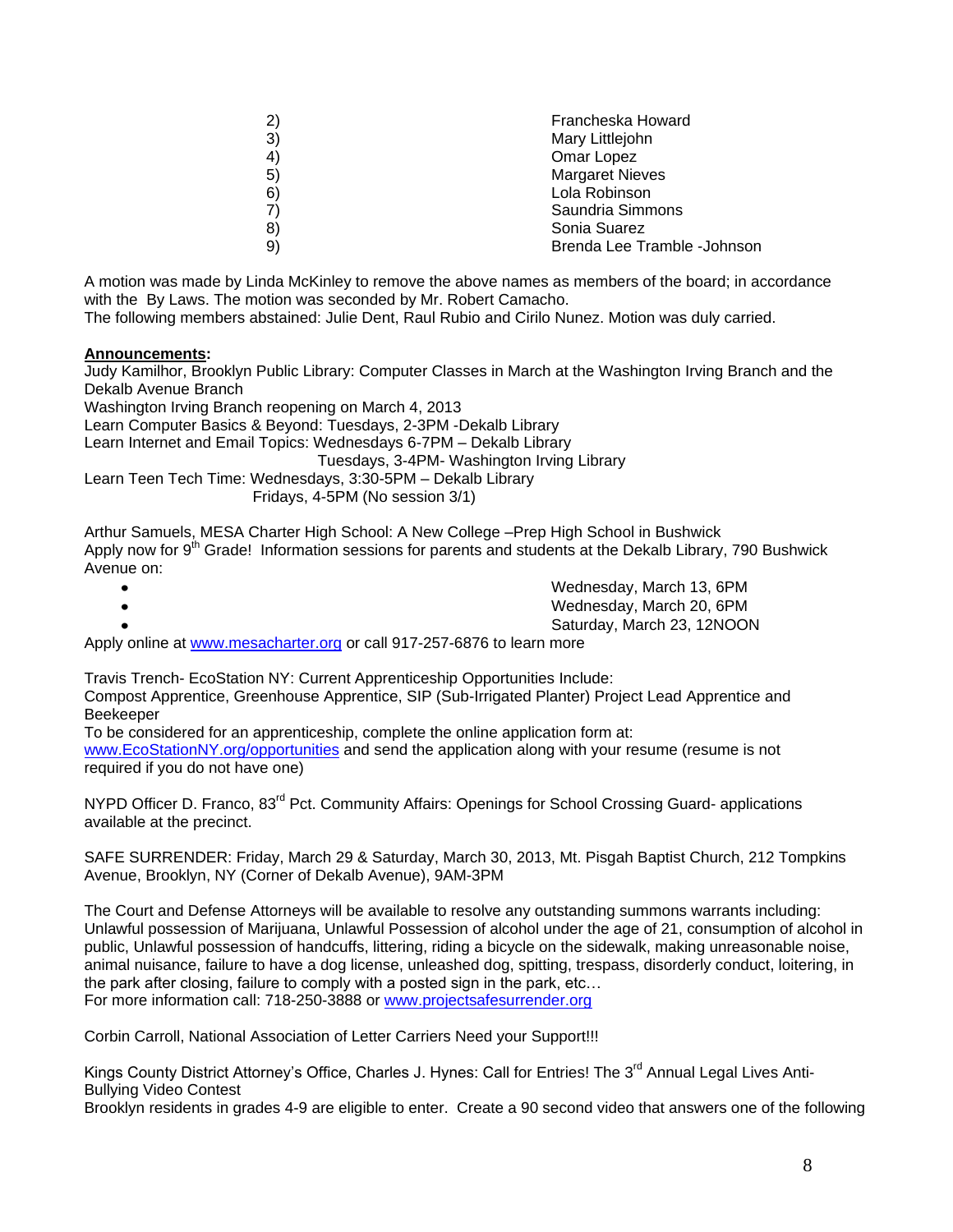| | |
|---|---|
| 2) | Francheska Howard |
| 3) | Mary Littlejohn |
| 4) | Omar Lopez |
| 5) | Margaret Nieves |
| 6) | Lola Robinson |
| 7) | Saundria Simmons |
| 8) | Sonia Suarez |
| 9) | Brenda Lee Tramble -Johnson |

A motion was made by Linda McKinley to remove the above names as members of the board; in accordance with the By Laws. The motion was seconded by Mr. Robert Camacho.
The following members abstained: Julie Dent, Raul Rubio and Cirilo Nunez. Motion was duly carried.

**Announcements:**

Judy Kamilhor, Brooklyn Public Library: Computer Classes in March at the Washington Irving Branch and the Dekalb Avenue Branch
Washington Irving Branch reopening on March 4, 2013
Learn Computer Basics & Beyond: Tuesdays, 2-3PM -Dekalb Library
Learn Internet and Email Topics: Wednesdays 6-7PM – Dekalb Library
Tuesdays, 3-4PM- Washington Irving Library
Learn Teen Tech Time: Wednesdays, 3:30-5PM – Dekalb Library
Fridays, 4-5PM (No session 3/1)

Arthur Samuels, MESA Charter High School: A New College –Prep High School in Bushwick
Apply now for 9th Grade! Information sessions for parents and students at the Dekalb Library, 790 Bushwick Avenue on:

- Wednesday, March 13, 6PM
- Wednesday, March 20, 6PM
- Saturday, March 23, 12NOON

Apply online at www.mesacharter.org or call 917-257-6876 to learn more

Travis Trench- EcoStation NY: Current Apprenticeship Opportunities Include:
Compost Apprentice, Greenhouse Apprentice, SIP (Sub-Irrigated Planter) Project Lead Apprentice and Beekeeper
To be considered for an apprenticeship, complete the online application form at:
www.EcoStationNY.org/opportunities and send the application along with your resume (resume is not required if you do not have one)

NYPD Officer D. Franco, 83rd Pct. Community Affairs: Openings for School Crossing Guard- applications available at the precinct.

SAFE SURRENDER: Friday, March 29 & Saturday, March 30, 2013, Mt. Pisgah Baptist Church, 212 Tompkins Avenue, Brooklyn, NY (Corner of Dekalb Avenue), 9AM-3PM

The Court and Defense Attorneys will be available to resolve any outstanding summons warrants including: Unlawful possession of Marijuana, Unlawful Possession of alcohol under the age of 21, consumption of alcohol in public, Unlawful possession of handcuffs, littering, riding a bicycle on the sidewalk, making unreasonable noise, animal nuisance, failure to have a dog license, unleashed dog, spitting, trespass, disorderly conduct, loitering, in the park after closing, failure to comply with a posted sign in the park, etc…
For more information call: 718-250-3888 or www.projectsafesurrender.org

Corbin Carroll, National Association of Letter Carriers Need your Support!!!

Kings County District Attorney's Office, Charles J. Hynes: Call for Entries! The 3rd Annual Legal Lives Anti-Bullying Video Contest
Brooklyn residents in grades 4-9 are eligible to enter. Create a 90 second video that answers one of the following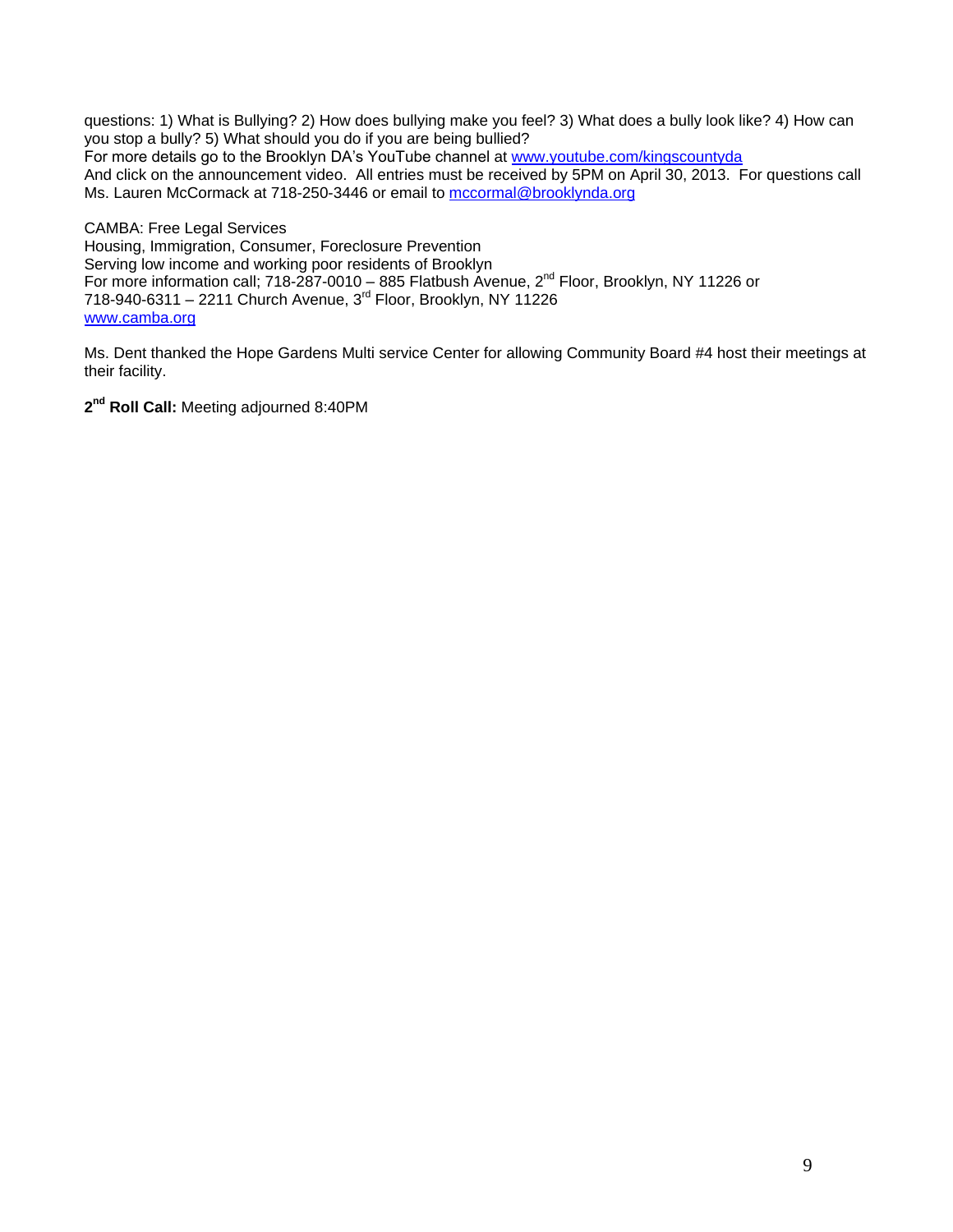questions: 1) What is Bullying? 2) How does bullying make you feel? 3) What does a bully look like? 4) How can you stop a bully? 5) What should you do if you are being bullied?
For more details go to the Brooklyn DA's YouTube channel at www.youtube.com/kingscountyda
And click on the announcement video. All entries must be received by 5PM on April 30, 2013. For questions call Ms. Lauren McCormack at 718-250-3446 or email to mccormal@brooklynda.org

CAMBA: Free Legal Services
Housing, Immigration, Consumer, Foreclosure Prevention
Serving low income and working poor residents of Brooklyn
For more information call; 718-287-0010 – 885 Flatbush Avenue, 2nd Floor, Brooklyn, NY 11226 or
718-940-6311 – 2211 Church Avenue, 3rd Floor, Brooklyn, NY 11226
www.camba.org

Ms. Dent thanked the Hope Gardens Multi service Center for allowing Community Board #4 host their meetings at their facility.

**2nd Roll Call:** Meeting adjourned 8:40PM